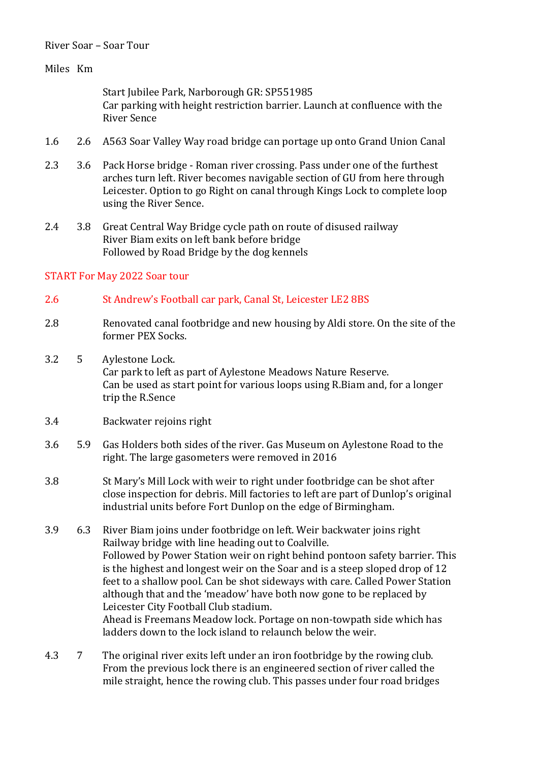River Soar – Soar Tour

| Miles | Km | |
|---|---|---|
| | | Start Jubilee Park, Narborough GR: SP551985<br>Car parking with height restriction barrier. Launch at confluence with the River Sence |
| 1.6 | 2.6 | A563 Soar Valley Way road bridge can portage up onto Grand Union Canal |
| 2.3 | 3.6 | Pack Horse bridge - Roman river crossing. Pass under one of the furthest arches turn left. River becomes navigable section of GU from here through Leicester. Option to go Right on canal through Kings Lock to complete loop using the River Sence. |
| 2.4 | 3.8 | Great Central Way Bridge cycle path on route of disused railway<br>River Biam exits on left bank before bridge<br>Followed by Road Bridge by the dog kennels |

START For May 2022 Soar tour

| Miles | Km | |
|---|---|---|
| 2.6 | | St Andrew's Football car park, Canal St, Leicester LE2 8BS |
| 2.8 | | Renovated canal footbridge and new housing by Aldi store. On the site of the former PEX Socks. |
| 3.2 | 5 | Aylestone Lock.<br>Car park to left as part of Aylestone Meadows Nature Reserve.<br>Can be used as start point for various loops using R.Biam and, for a longer trip the R.Sence |
| 3.4 | | Backwater rejoins right |
| 3.6 | 5.9 | Gas Holders both sides of the river. Gas Museum on Aylestone Road to the right. The large gasometers were removed in 2016 |
| 3.8 | | St Mary's Mill Lock with weir to right under footbridge can be shot after close inspection for debris. Mill factories to left are part of Dunlop's original industrial units before Fort Dunlop on the edge of Birmingham. |
| 3.9 | 6.3 | River Biam joins under footbridge on left. Weir backwater joins right<br>Railway bridge with line heading out to Coalville.<br>Followed by Power Station weir on right behind pontoon safety barrier. This is the highest and longest weir on the Soar and is a steep sloped drop of 12 feet to a shallow pool. Can be shot sideways with care. Called Power Station although that and the 'meadow' have both now gone to be replaced by Leicester City Football Club stadium.<br>Ahead is Freemans Meadow lock. Portage on non-towpath side which has ladders down to the lock island to relaunch below the weir. |
| 4.3 | 7 | The original river exits left under an iron footbridge by the rowing club. From the previous lock there is an engineered section of river called the mile straight, hence the rowing club. This passes under four road bridges |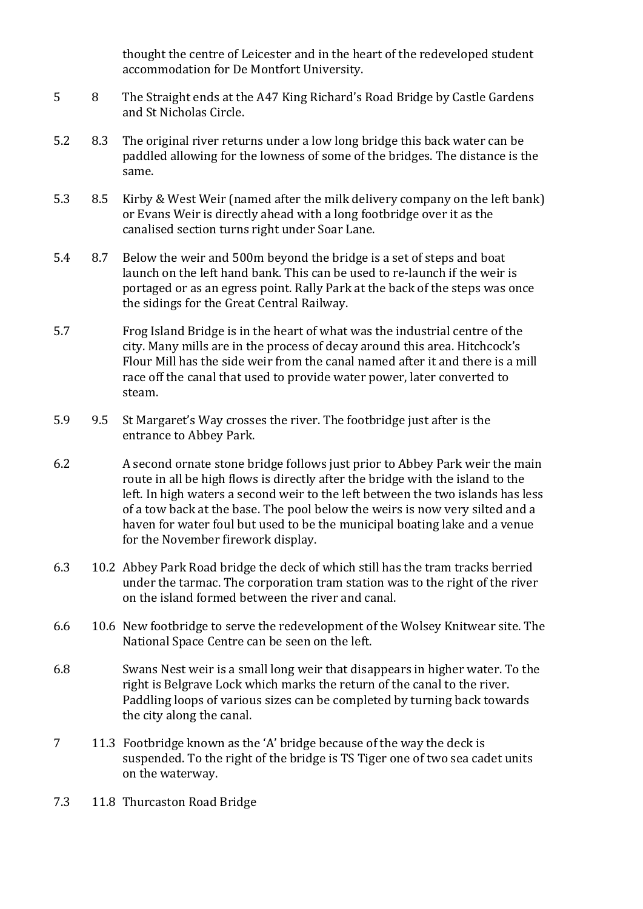thought the centre of Leicester and in the heart of the redeveloped student accommodation for De Montfort University.

| | | |
|---|---|---|
| 5 | 8 | The Straight ends at the A47 King Richard's Road Bridge by Castle Gardens and St Nicholas Circle. |
| 5.2 | 8.3 | The original river returns under a low long bridge this back water can be paddled allowing for the lowness of some of the bridges. The distance is the same. |
| 5.3 | 8.5 | Kirby & West Weir (named after the milk delivery company on the left bank) or Evans Weir is directly ahead with a long footbridge over it as the canalised section turns right under Soar Lane. |
| 5.4 | 8.7 | Below the weir and 500m beyond the bridge is a set of steps and boat launch on the left hand bank. This can be used to re-launch if the weir is portaged or as an egress point. Rally Park at the back of the steps was once the sidings for the Great Central Railway. |
| 5.7 | | Frog Island Bridge is in the heart of what was the industrial centre of the city. Many mills are in the process of decay around this area. Hitchcock's Flour Mill has the side weir from the canal named after it and there is a mill race off the canal that used to provide water power, later converted to steam. |
| 5.9 | 9.5 | St Margaret's Way crosses the river. The footbridge just after is the entrance to Abbey Park. |
| 6.2 | | A second ornate stone bridge follows just prior to Abbey Park weir the main route in all be high flows is directly after the bridge with the island to the left. In high waters a second weir to the left between the two islands has less of a tow back at the base. The pool below the weirs is now very silted and a haven for water foul but used to be the municipal boating lake and a venue for the November firework display. |
| 6.3 | 10.2 | Abbey Park Road bridge the deck of which still has the tram tracks berried under the tarmac. The corporation tram station was to the right of the river on the island formed between the river and canal. |
| 6.6 | 10.6 | New footbridge to serve the redevelopment of the Wolsey Knitwear site. The National Space Centre can be seen on the left. |
| 6.8 | | Swans Nest weir is a small long weir that disappears in higher water. To the right is Belgrave Lock which marks the return of the canal to the river. Paddling loops of various sizes can be completed by turning back towards the city along the canal. |
| 7 | 11.3 | Footbridge known as the 'A' bridge because of the way the deck is suspended. To the right of the bridge is TS Tiger one of two sea cadet units on the waterway. |
| 7.3 | 11.8 | Thurcaston Road Bridge |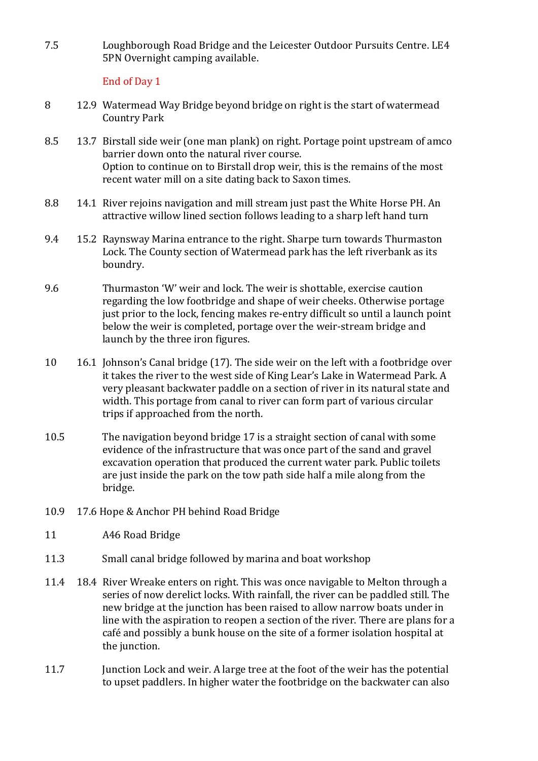7.5 Loughborough Road Bridge and the Leicester Outdoor Pursuits Centre. LE4 5PN Overnight camping available.

End of Day 1

8 12.9 Watermead Way Bridge beyond bridge on right is the start of watermead Country Park

8.5 13.7 Birstall side weir (one man plank) on right. Portage point upstream of amco barrier down onto the natural river course.
Option to continue on to Birstall drop weir, this is the remains of the most recent water mill on a site dating back to Saxon times.

8.8 14.1 River rejoins navigation and mill stream just past the White Horse PH. An attractive willow lined section follows leading to a sharp left hand turn

9.4 15.2 Raynsway Marina entrance to the right. Sharpe turn towards Thurmaston Lock. The County section of Watermead park has the left riverbank as its boundry.

9.6 Thurmaston 'W' weir and lock. The weir is shottable, exercise caution regarding the low footbridge and shape of weir cheeks. Otherwise portage just prior to the lock, fencing makes re-entry difficult so until a launch point below the weir is completed, portage over the weir-stream bridge and launch by the three iron figures.

10 16.1 Johnson's Canal bridge (17). The side weir on the left with a footbridge over it takes the river to the west side of King Lear's Lake in Watermead Park. A very pleasant backwater paddle on a section of river in its natural state and width. This portage from canal to river can form part of various circular trips if approached from the north.

10.5 The navigation beyond bridge 17 is a straight section of canal with some evidence of the infrastructure that was once part of the sand and gravel excavation operation that produced the current water park. Public toilets are just inside the park on the tow path side half a mile along from the bridge.

10.9 17.6 Hope & Anchor PH behind Road Bridge

11 A46 Road Bridge

11.3 Small canal bridge followed by marina and boat workshop

11.4 18.4 River Wreake enters on right. This was once navigable to Melton through a series of now derelict locks. With rainfall, the river can be paddled still. The new bridge at the junction has been raised to allow narrow boats under in line with the aspiration to reopen a section of the river. There are plans for a café and possibly a bunk house on the site of a former isolation hospital at the junction.

11.7 Junction Lock and weir. A large tree at the foot of the weir has the potential to upset paddlers. In higher water the footbridge on the backwater can also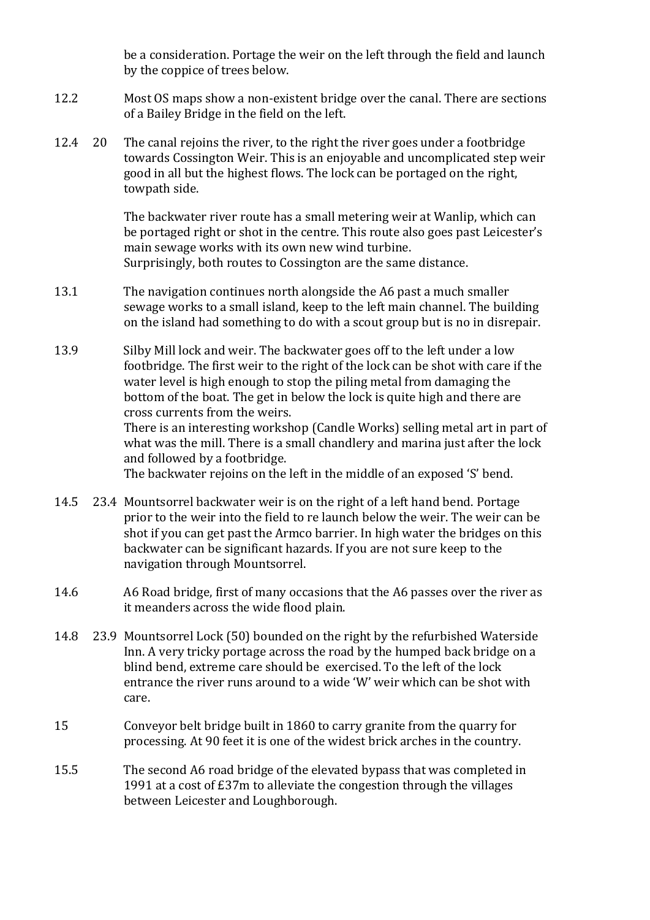be a consideration. Portage the weir on the left through the field and launch by the coppice of trees below.

12.2 Most OS maps show a non-existent bridge over the canal. There are sections of a Bailey Bridge in the field on the left.

12.4 20 The canal rejoins the river, to the right the river goes under a footbridge towards Cossington Weir. This is an enjoyable and uncomplicated step weir good in all but the highest flows. The lock can be portaged on the right, towpath side.

The backwater river route has a small metering weir at Wanlip, which can be portaged right or shot in the centre. This route also goes past Leicester's main sewage works with its own new wind turbine.
Surprisingly, both routes to Cossington are the same distance.

13.1 The navigation continues north alongside the A6 past a much smaller sewage works to a small island, keep to the left main channel. The building on the island had something to do with a scout group but is no in disrepair.

13.9 Silby Mill lock and weir. The backwater goes off to the left under a low footbridge. The first weir to the right of the lock can be shot with care if the water level is high enough to stop the piling metal from damaging the bottom of the boat. The get in below the lock is quite high and there are cross currents from the weirs.
There is an interesting workshop (Candle Works) selling metal art in part of what was the mill. There is a small chandlery and marina just after the lock and followed by a footbridge.
The backwater rejoins on the left in the middle of an exposed 'S' bend.

14.5 23.4 Mountsorrel backwater weir is on the right of a left hand bend. Portage prior to the weir into the field to re launch below the weir. The weir can be shot if you can get past the Armco barrier. In high water the bridges on this backwater can be significant hazards. If you are not sure keep to the navigation through Mountsorrel.

14.6 A6 Road bridge, first of many occasions that the A6 passes over the river as it meanders across the wide flood plain.

14.8 23.9 Mountsorrel Lock (50) bounded on the right by the refurbished Waterside Inn. A very tricky portage across the road by the humped back bridge on a blind bend, extreme care should be exercised. To the left of the lock entrance the river runs around to a wide 'W' weir which can be shot with care.

15 Conveyor belt bridge built in 1860 to carry granite from the quarry for processing. At 90 feet it is one of the widest brick arches in the country.

15.5 The second A6 road bridge of the elevated bypass that was completed in 1991 at a cost of £37m to alleviate the congestion through the villages between Leicester and Loughborough.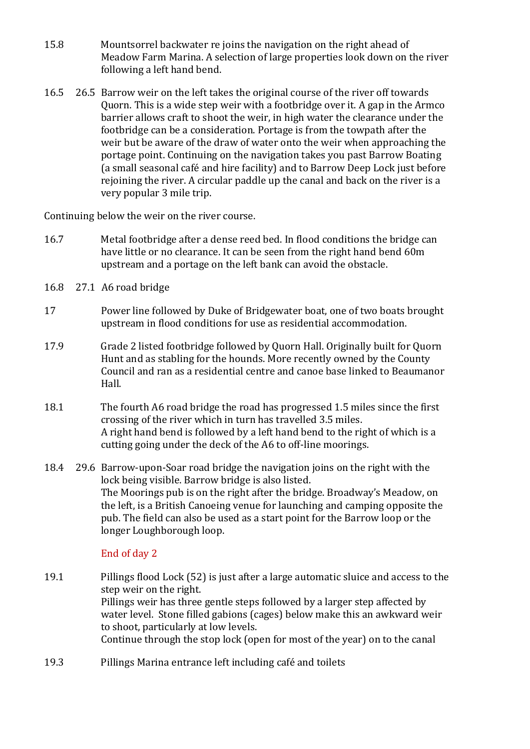15.8 Mountsorrel backwater re joins the navigation on the right ahead of Meadow Farm Marina. A selection of large properties look down on the river following a left hand bend.

16.5 26.5 Barrow weir on the left takes the original course of the river off towards Quorn. This is a wide step weir with a footbridge over it. A gap in the Armco barrier allows craft to shoot the weir, in high water the clearance under the footbridge can be a consideration. Portage is from the towpath after the weir but be aware of the draw of water onto the weir when approaching the portage point. Continuing on the navigation takes you past Barrow Boating (a small seasonal café and hire facility) and to Barrow Deep Lock just before rejoining the river. A circular paddle up the canal and back on the river is a very popular 3 mile trip.

Continuing below the weir on the river course.

16.7 Metal footbridge after a dense reed bed. In flood conditions the bridge can have little or no clearance. It can be seen from the right hand bend 60m upstream and a portage on the left bank can avoid the obstacle.

16.8 27.1 A6 road bridge

17 Power line followed by Duke of Bridgewater boat, one of two boats brought upstream in flood conditions for use as residential accommodation.

17.9 Grade 2 listed footbridge followed by Quorn Hall. Originally built for Quorn Hunt and as stabling for the hounds. More recently owned by the County Council and ran as a residential centre and canoe base linked to Beaumanor Hall.

18.1 The fourth A6 road bridge the road has progressed 1.5 miles since the first crossing of the river which in turn has travelled 3.5 miles.
A right hand bend is followed by a left hand bend to the right of which is a cutting going under the deck of the A6 to off-line moorings.

18.4 29.6 Barrow-upon-Soar road bridge the navigation joins on the right with the lock being visible. Barrow bridge is also listed.
The Moorings pub is on the right after the bridge. Broadway's Meadow, on the left, is a British Canoeing venue for launching and camping opposite the pub. The field can also be used as a start point for the Barrow loop or the longer Loughborough loop.

End of day 2

19.1 Pillings flood Lock (52) is just after a large automatic sluice and access to the step weir on the right.
Pillings weir has three gentle steps followed by a larger step affected by water level. Stone filled gabions (cages) below make this an awkward weir to shoot, particularly at low levels.
Continue through the stop lock (open for most of the year) on to the canal

19.3 Pillings Marina entrance left including café and toilets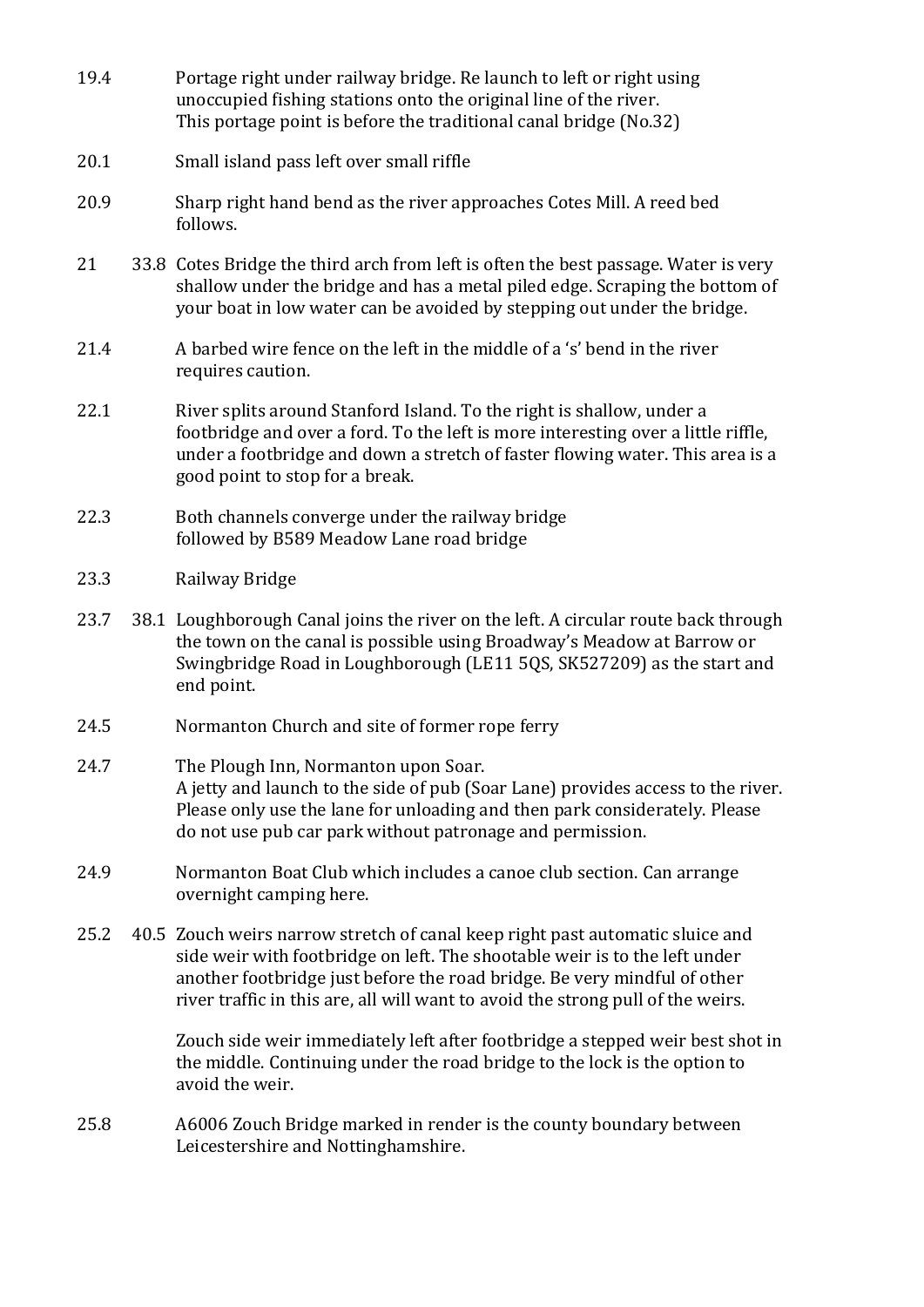| | | |
|---|---|---|
| 19.4 | | Portage right under railway bridge. Re launch to left or right using unoccupied fishing stations onto the original line of the river. This portage point is before the traditional canal bridge (No.32) |
| 20.1 | | Small island pass left over small riffle |
| 20.9 | | Sharp right hand bend as the river approaches Cotes Mill. A reed bed follows. |
| 21 | 33.8 | Cotes Bridge the third arch from left is often the best passage. Water is very shallow under the bridge and has a metal piled edge. Scraping the bottom of your boat in low water can be avoided by stepping out under the bridge. |
| 21.4 | | A barbed wire fence on the left in the middle of a 's' bend in the river requires caution. |
| 22.1 | | River splits around Stanford Island. To the right is shallow, under a footbridge and over a ford. To the left is more interesting over a little riffle, under a footbridge and down a stretch of faster flowing water. This area is a good point to stop for a break. |
| 22.3 | | Both channels converge under the railway bridge followed by B589 Meadow Lane road bridge |
| 23.3 | | Railway Bridge |
| 23.7 | 38.1 | Loughborough Canal joins the river on the left. A circular route back through the town on the canal is possible using Broadway's Meadow at Barrow or Swingbridge Road in Loughborough (LE11 5QS, SK527209) as the start and end point. |
| 24.5 | | Normanton Church and site of former rope ferry |
| 24.7 | | The Plough Inn, Normanton upon Soar. A jetty and launch to the side of pub (Soar Lane) provides access to the river. Please only use the lane for unloading and then park considerately. Please do not use pub car park without patronage and permission. |
| 24.9 | | Normanton Boat Club which includes a canoe club section. Can arrange overnight camping here. |
| 25.2 | 40.5 | Zouch weirs narrow stretch of canal keep right past automatic sluice and side weir with footbridge on left. The shootable weir is to the left under another footbridge just before the road bridge. Be very mindful of other river traffic in this are, all will want to avoid the strong pull of the weirs.<br><br>Zouch side weir immediately left after footbridge a stepped weir best shot in the middle. Continuing under the road bridge to the lock is the option to avoid the weir. |
| 25.8 | | A6006 Zouch Bridge marked in render is the county boundary between Leicestershire and Nottinghamshire. |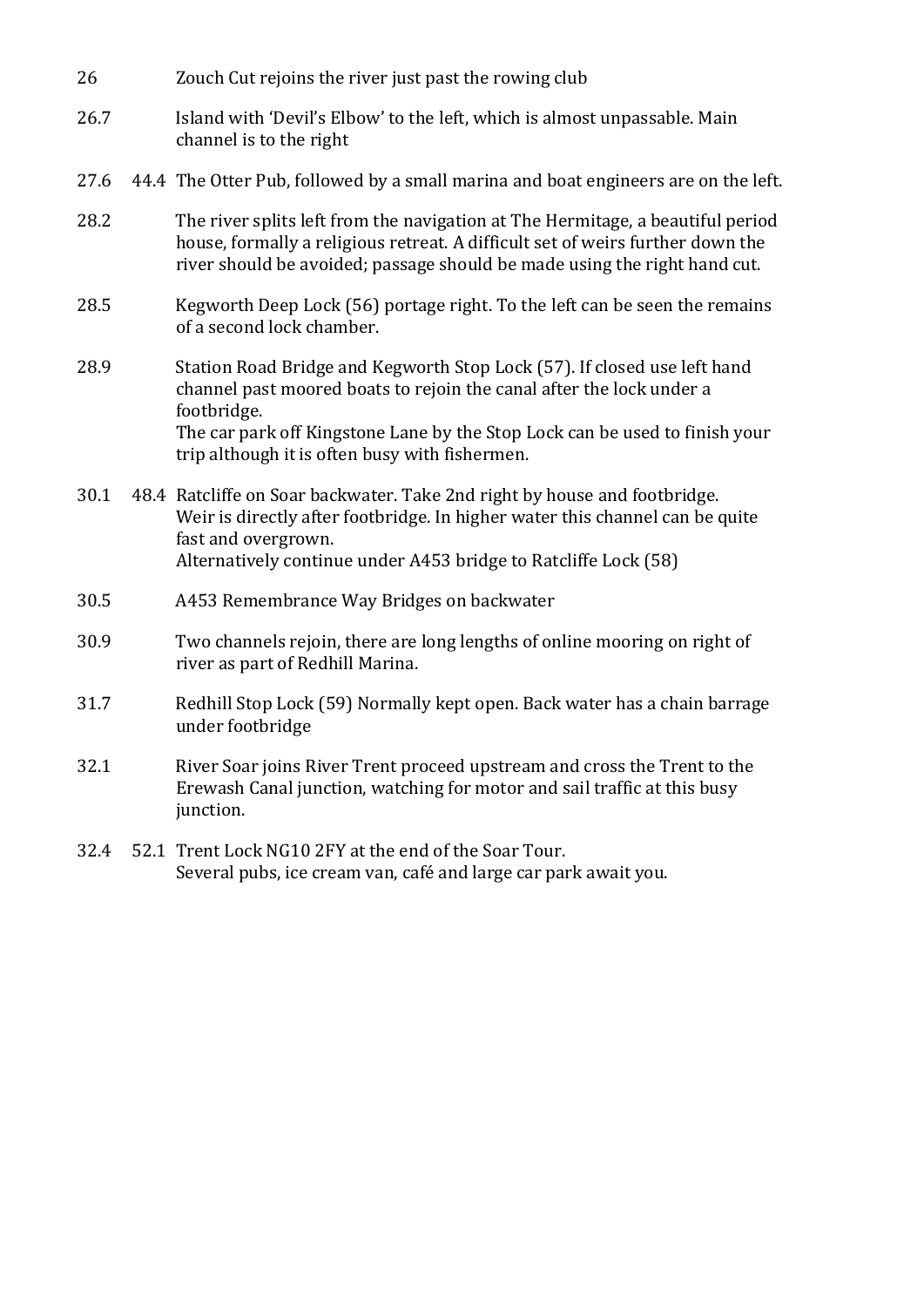| | | |
|---|---|---|
| 26 | | Zouch Cut rejoins the river just past the rowing club |
| 26.7 | | Island with 'Devil's Elbow' to the left, which is almost unpassable. Main channel is to the right |
| 27.6 | 44.4 | The Otter Pub, followed by a small marina and boat engineers are on the left. |
| 28.2 | | The river splits left from the navigation at The Hermitage, a beautiful period house, formally a religious retreat. A difficult set of weirs further down the river should be avoided; passage should be made using the right hand cut. |
| 28.5 | | Kegworth Deep Lock (56) portage right. To the left can be seen the remains of a second lock chamber. |
| 28.9 | | Station Road Bridge and Kegworth Stop Lock (57). If closed use left hand channel past moored boats to rejoin the canal after the lock under a footbridge.<br>The car park off Kingstone Lane by the Stop Lock can be used to finish your trip although it is often busy with fishermen. |
| 30.1 | 48.4 | Ratcliffe on Soar backwater. Take 2nd right by house and footbridge. Weir is directly after footbridge. In higher water this channel can be quite fast and overgrown.<br>Alternatively continue under A453 bridge to Ratcliffe Lock (58) |
| 30.5 | | A453 Remembrance Way Bridges on backwater |
| 30.9 | | Two channels rejoin, there are long lengths of online mooring on right of river as part of Redhill Marina. |
| 31.7 | | Redhill Stop Lock (59) Normally kept open. Back water has a chain barrage under footbridge |
| 32.1 | | River Soar joins River Trent proceed upstream and cross the Trent to the Erewash Canal junction, watching for motor and sail traffic at this busy junction. |
| 32.4 | 52.1 | Trent Lock NG10 2FY at the end of the Soar Tour.<br>Several pubs, ice cream van, café and large car park await you. |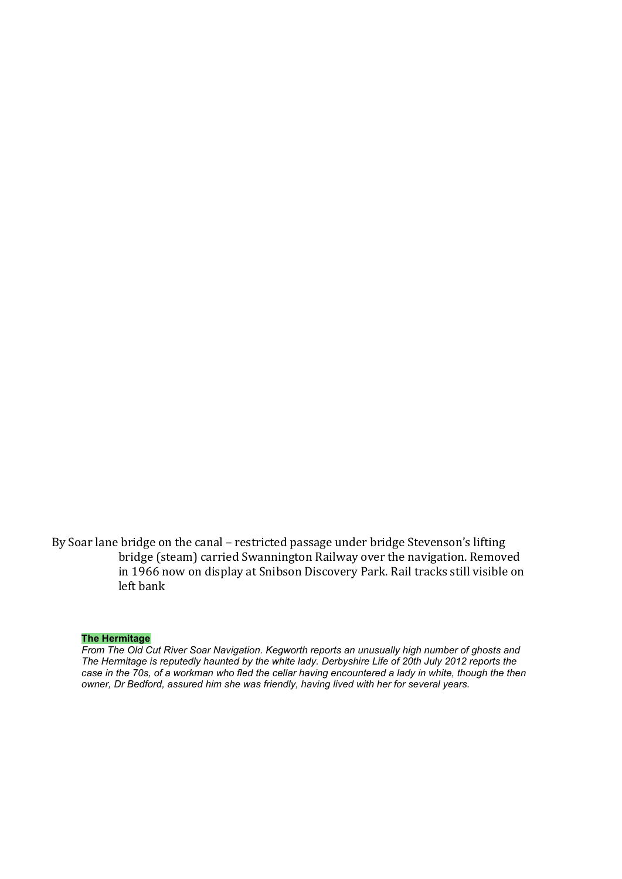By Soar lane bridge on the canal – restricted passage under bridge Stevenson's lifting bridge (steam) carried Swannington Railway over the navigation. Removed in 1966 now on display at Snibson Discovery Park. Rail tracks still visible on left bank

**The Hermitage**

*From The Old Cut River Soar Navigation. Kegworth reports an unusually high number of ghosts and The Hermitage is reputedly haunted by the white lady. Derbyshire Life of 20th July 2012 reports the case in the 70s, of a workman who fled the cellar having encountered a lady in white, though the then owner, Dr Bedford, assured him she was friendly, having lived with her for several years.*